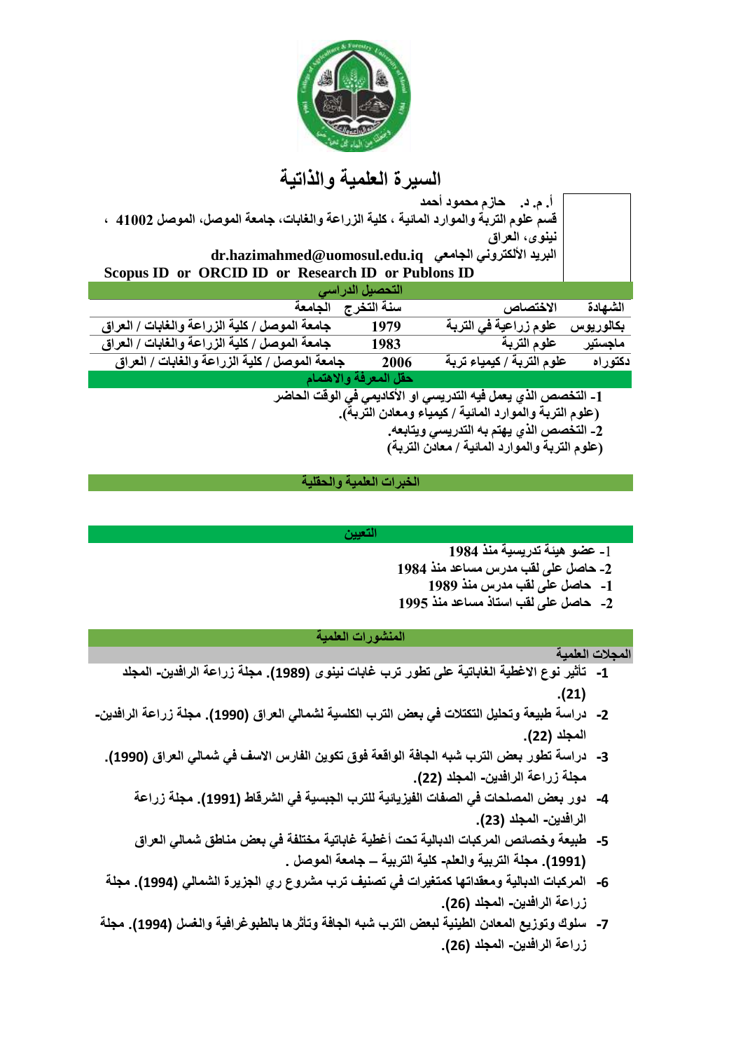# السيرة العلمية والذاتية

**أ. م. د. حازم محمود أحمد**

**قسم علوم التربة والموارد المائية ، كلية الزراعة والغابات، جامعة الموصل، الموصل 41002 ، نينوى، العراق**

**البريد الألكتروني الجامعي dr.hazimahmed@uomosul.edu.iq**

**Scopus ID or ORCID ID or Research ID or Publons ID**

## التحصيل الدراسي

| الشهادة | الاختصاص | سنة التخرج | الجامعة |
|---|---|---|---|
| بكالوريوس | علوم زراعية في التربة | 1979 | جامعة الموصل / كلية الزراعة والغابات / العراق |
| ماجستير | علوم التربة | 1983 | جامعة الموصل / كلية الزراعة والغابات / العراق |
| دكتوراه | علوم التربة / كيمياء تربة | 2006 | جامعة الموصل / كلية الزراعة والغابات / العراق |

## حقل المعرفة والاهتمام

1- التخصص الذي يعمل فيه التدريسي او الأكاديمي في الوقت الحاضر

(علوم التربة والموارد المائية / كيمياء ومعادن التربة).

2- التخصص الذي يهتم به التدريسي ويتابعه.

(علوم التربة والموارد المائية / معادن التربة)

## الخبرات العلمية والحقلية

## التعيين

1- عضو هيئة تدريسية منذ 1984

2- حاصل على لقب مدرس مساعد منذ 1984

1- حاصل على لقب مدرس منذ 1989

2- حاصل على لقب استاذ مساعد منذ 1995

## المنشورات العلمية

### المجلات العلمية

1- تأثير نوع الاغطية الغاباتية على تطور ترب غابات نينوى (1989). مجلة زراعة الرافدين- المجلد (21).

2- دراسة طبيعة وتحليل التكتلات في بعض الترب الكلسية لشمالي العراق (1990). مجلة زراعة الرافدين- المجلد (22).

3- دراسة تطور بعض الترب شبه الجافة الواقعة فوق تكوين الفارس الاسف في شمالي العراق (1990). مجلة زراعة الرافدين- المجلد (22).

4- دور بعض المصلحات في الصفات الفيزيائية للترب الجبسية في الشرقاط (1991). مجلة زراعة الرافدين- المجلد (23).

5- طبيعة وخصائص المركبات الدبالية تحت أغطية غاباتية مختلفة في بعض مناطق شمالي العراق (1991). مجلة التربية والعلم- كلية التربية – جامعة الموصل .

6- المركبات الدبالية ومعقداتها كمتغيرات في تصنيف ترب مشروع ري الجزيرة الشمالي (1994). مجلة زراعة الرافدين- المجلد (26).

7- سلوك وتوزيع المعادن الطينية لبعض الترب شبه الجافة وتأثرها بالطبوغرافية والغسل (1994). مجلة زراعة الرافدين- المجلد (26).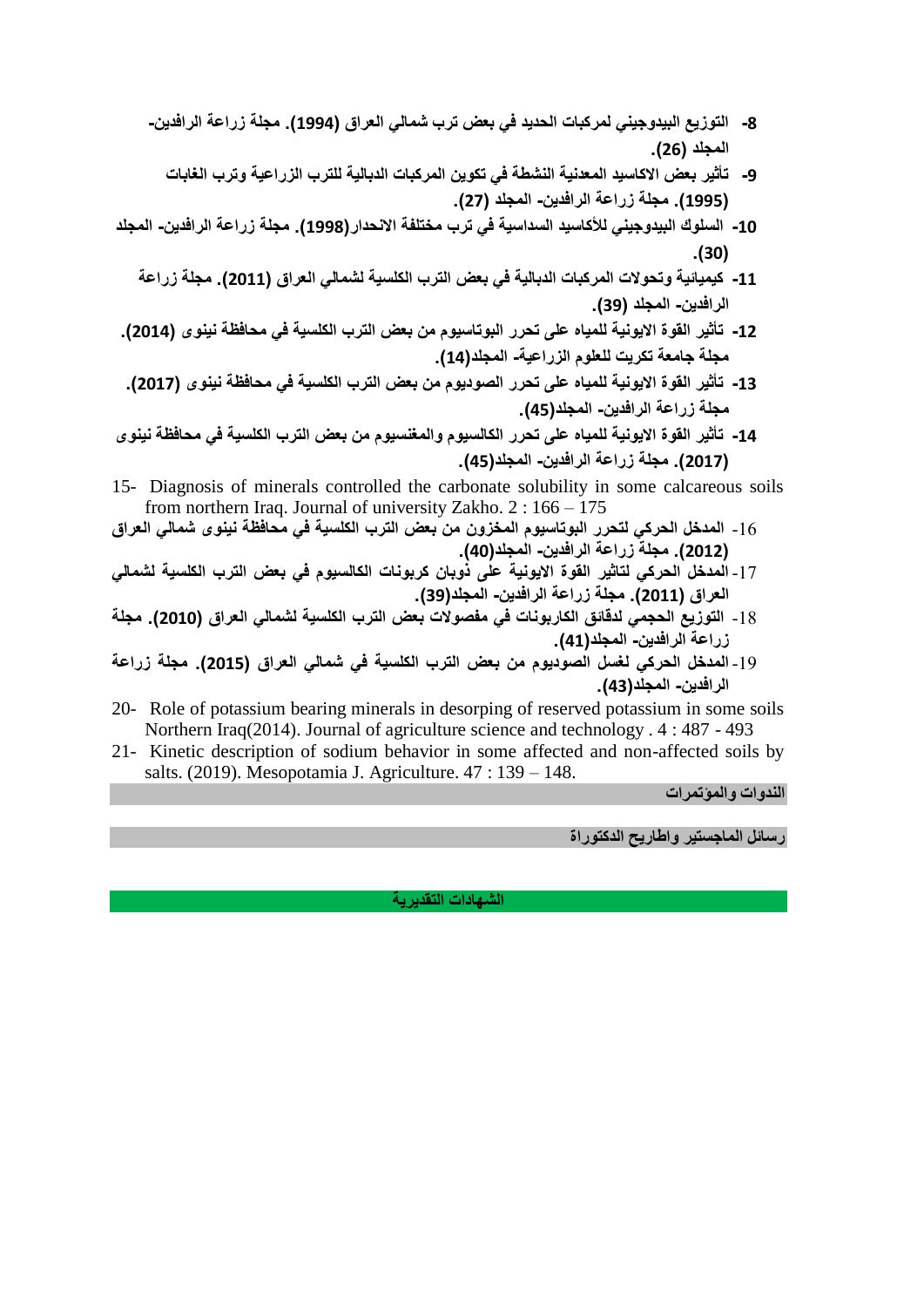8- التوزيع البيدوجيني لمركبات الحديد في بعض ترب شمالي العراق (1994). مجلة زراعة الرافدين- المجلد (26).

9- تأثير بعض الاكاسيد المعدنية النشطة في تكوين المركبات الدبالية للترب الزراعية وترب الغابات (1995). مجلة زراعة الرافدين- المجلد (27).

10- السلوك البيدوجيني للأكاسيد السداسية في ترب مختلفة الانحدار(1998). مجلة زراعة الرافدين- المجلد (30).

11- كيميائية وتحولات المركبات الدبالية في بعض الترب الكلسية لشمالي العراق (2011). مجلة زراعة الرافدين- المجلد (39).

12- تأثير القوة الايونية للمياه على تحرر البوتاسيوم من بعض الترب الكلسية في محافظة نينوى (2014). مجلة جامعة تكريت للعلوم الزراعية- المجلد(14).

13- تأثير القوة الايونية للمياه على تحرر الصوديوم من بعض الترب الكلسية في محافظة نينوى (2017). مجلة زراعة الرافدين- المجلد(45).

14- تأثير القوة الايونية للمياه على تحرر الكالسيوم والمغنسيوم من بعض الترب الكلسية في محافظة نينوى (2017). مجلة زراعة الرافدين- المجلد(45).

15- Diagnosis of minerals controlled the carbonate solubility in some calcareous soils from northern Iraq. Journal of university Zakho. 2 : 166 – 175

16- المدخل الحركي لتحرر البوتاسيوم المخزون من بعض الترب الكلسية في محافظة نينوى شمالي العراق (2012). مجلة زراعة الرافدين- المجلد(40).

17- المدخل الحركي لتاثير القوة الايونية على ذوبان كربونات الكالسيوم في بعض الترب الكلسية لشمالي العراق (2011). مجلة زراعة الرافدين- المجلد(39).

18- التوزيع الحجمي لدقائق الكاربونات في مفصولات بعض الترب الكلسية لشمالي العراق (2010). مجلة زراعة الرافدين- المجلد(41).

19- المدخل الحركي لغسل الصوديوم من بعض الترب الكلسية في شمالي العراق (2015). مجلة زراعة الرافدين- المجلد(43).

20- Role of potassium bearing minerals in desorping of reserved potassium in some soils Northern Iraq(2014). Journal of agriculture science and technology . 4 : 487 - 493

21- Kinetic description of sodium behavior in some affected and non-affected soils by salts. (2019). Mesopotamia J. Agriculture. 47 : 139 – 148.

## الندوات والمؤتمرات

## رسائل الماجستير واطاريح الدكتوراة

## الشهادات التقديرية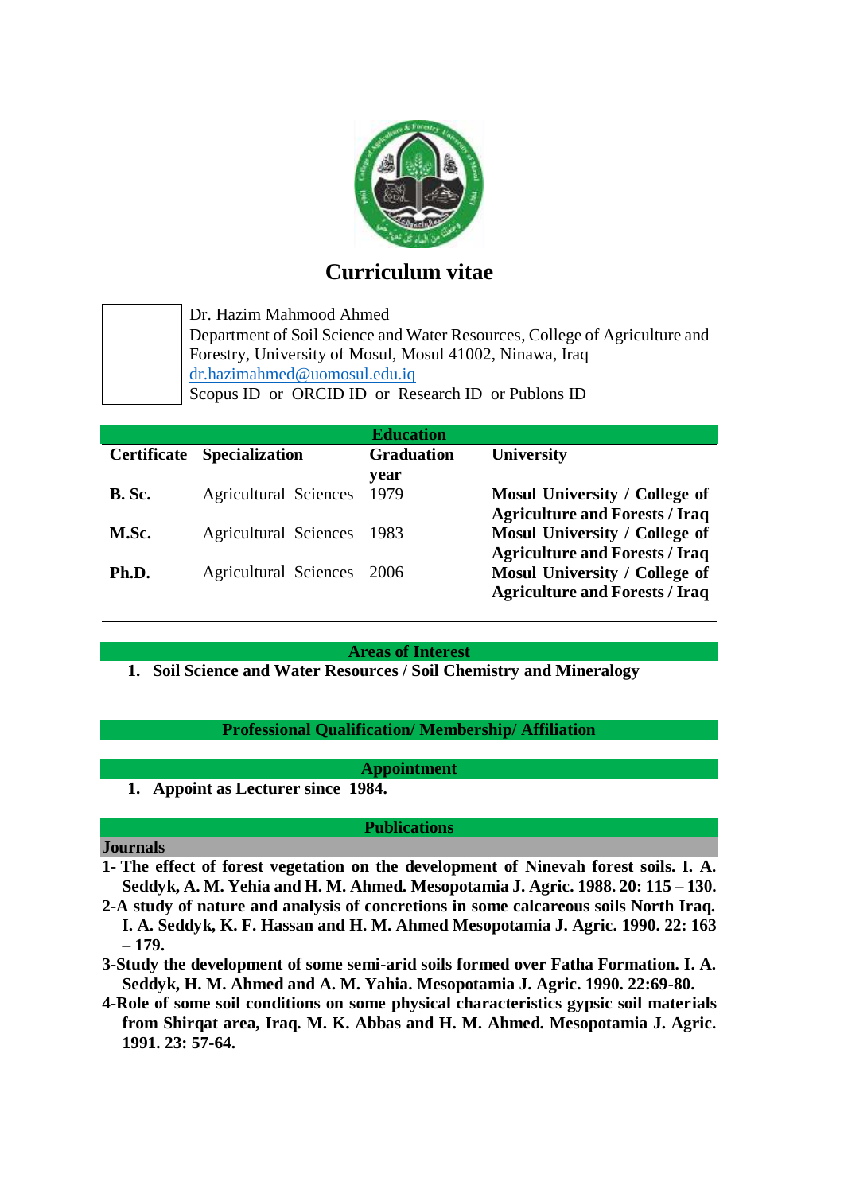# Curriculum vitae

Dr. Hazim Mahmood Ahmed
Department of Soil Science and Water Resources, College of Agriculture and Forestry, University of Mosul, Mosul 41002, Ninawa, Iraq
dr.hazimahmed@uomosul.edu.iq
Scopus ID or ORCID ID or Research ID or Publons ID

## Education

| Certificate | Specialization | Graduation year | University |
|---|---|---|---|
| **B. Sc.** | Agricultural Sciences | 1979 | **Mosul University / College of Agriculture and Forests / Iraq** |
| **M.Sc.** | Agricultural Sciences | 1983 | **Mosul University / College of Agriculture and Forests / Iraq** |
| **Ph.D.** | Agricultural Sciences | 2006 | **Mosul University / College of Agriculture and Forests / Iraq** |

## Areas of Interest

1. **Soil Science and Water Resources / Soil Chemistry and Mineralogy**

## Professional Qualification/ Membership/ Affiliation

## Appointment

1. **Appoint as Lecturer since 1984.**

## Publications

### Journals

**1- The effect of forest vegetation on the development of Ninevah forest soils. I. A. Seddyk, A. M. Yehia and H. M. Ahmed. Mesopotamia J. Agric. 1988. 20: 115 – 130.**

**2-A study of nature and analysis of concretions in some calcareous soils North Iraq. I. A. Seddyk, K. F. Hassan and H. M. Ahmed Mesopotamia J. Agric. 1990. 22: 163 – 179.**

**3-Study the development of some semi-arid soils formed over Fatha Formation. I. A. Seddyk, H. M. Ahmed and A. M. Yahia. Mesopotamia J. Agric. 1990. 22:69-80.**

**4-Role of some soil conditions on some physical characteristics gypsic soil materials from Shirqat area, Iraq. M. K. Abbas and H. M. Ahmed. Mesopotamia J. Agric. 1991. 23: 57-64.**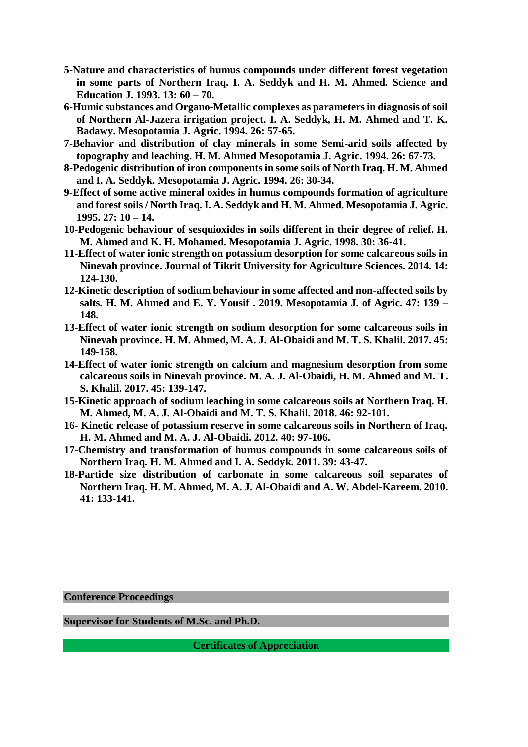**5-Nature and characteristics of humus compounds under different forest vegetation in some parts of Northern Iraq. I. A. Seddyk and H. M. Ahmed. Science and Education J. 1993. 13: 60 – 70.**

**6-Humic substances and Organo-Metallic complexes as parameters in diagnosis of soil of Northern Al-Jazera irrigation project. I. A. Seddyk, H. M. Ahmed and T. K. Badawy. Mesopotamia J. Agric. 1994. 26: 57-65.**

**7-Behavior and distribution of clay minerals in some Semi-arid soils affected by topography and leaching. H. M. Ahmed Mesopotamia J. Agric. 1994. 26: 67-73.**

**8-Pedogenic distribution of iron components in some soils of North Iraq. H. M. Ahmed and I. A. Seddyk. Mesopotamia J. Agric. 1994. 26: 30-34.**

**9-Effect of some active mineral oxides in humus compounds formation of agriculture and forest soils / North Iraq. I. A. Seddyk and H. M. Ahmed. Mesopotamia J. Agric. 1995. 27: 10 – 14.**

**10-Pedogenic behaviour of sesquioxides in soils different in their degree of relief. H. M. Ahmed and K. H. Mohamed. Mesopotamia J. Agric. 1998. 30: 36-41.**

**11-Effect of water ionic strength on potassium desorption for some calcareous soils in Ninevah province. Journal of Tikrit University for Agriculture Sciences. 2014. 14: 124-130.**

**12-Kinetic description of sodium behaviour in some affected and non-affected soils by salts. H. M. Ahmed and E. Y. Yousif . 2019. Mesopotamia J. of Agric. 47: 139 – 148.**

**13-Effect of water ionic strength on sodium desorption for some calcareous soils in Ninevah province. H. M. Ahmed, M. A. J. Al-Obaidi and M. T. S. Khalil. 2017. 45: 149-158.**

**14-Effect of water ionic strength on calcium and magnesium desorption from some calcareous soils in Ninevah province. M. A. J. Al-Obaidi, H. M. Ahmed and M. T. S. Khalil. 2017. 45: 139-147.**

**15-Kinetic approach of sodium leaching in some calcareous soils at Northern Iraq. H. M. Ahmed, M. A. J. Al-Obaidi and M. T. S. Khalil. 2018. 46: 92-101.**

**16- Kinetic release of potassium reserve in some calcareous soils in Northern of Iraq. H. M. Ahmed and M. A. J. Al-Obaidi. 2012. 40: 97-106.**

**17-Chemistry and transformation of humus compounds in some calcareous soils of Northern Iraq. H. M. Ahmed and I. A. Seddyk. 2011. 39: 43-47.**

**18-Particle size distribution of carbonate in some calcareous soil separates of Northern Iraq. H. M. Ahmed, M. A. J. Al-Obaidi and A. W. Abdel-Kareem. 2010. 41: 133-141.**

## Conference Proceedings

## Supervisor for Students of M.Sc. and Ph.D.

## Certificates of Appreciation